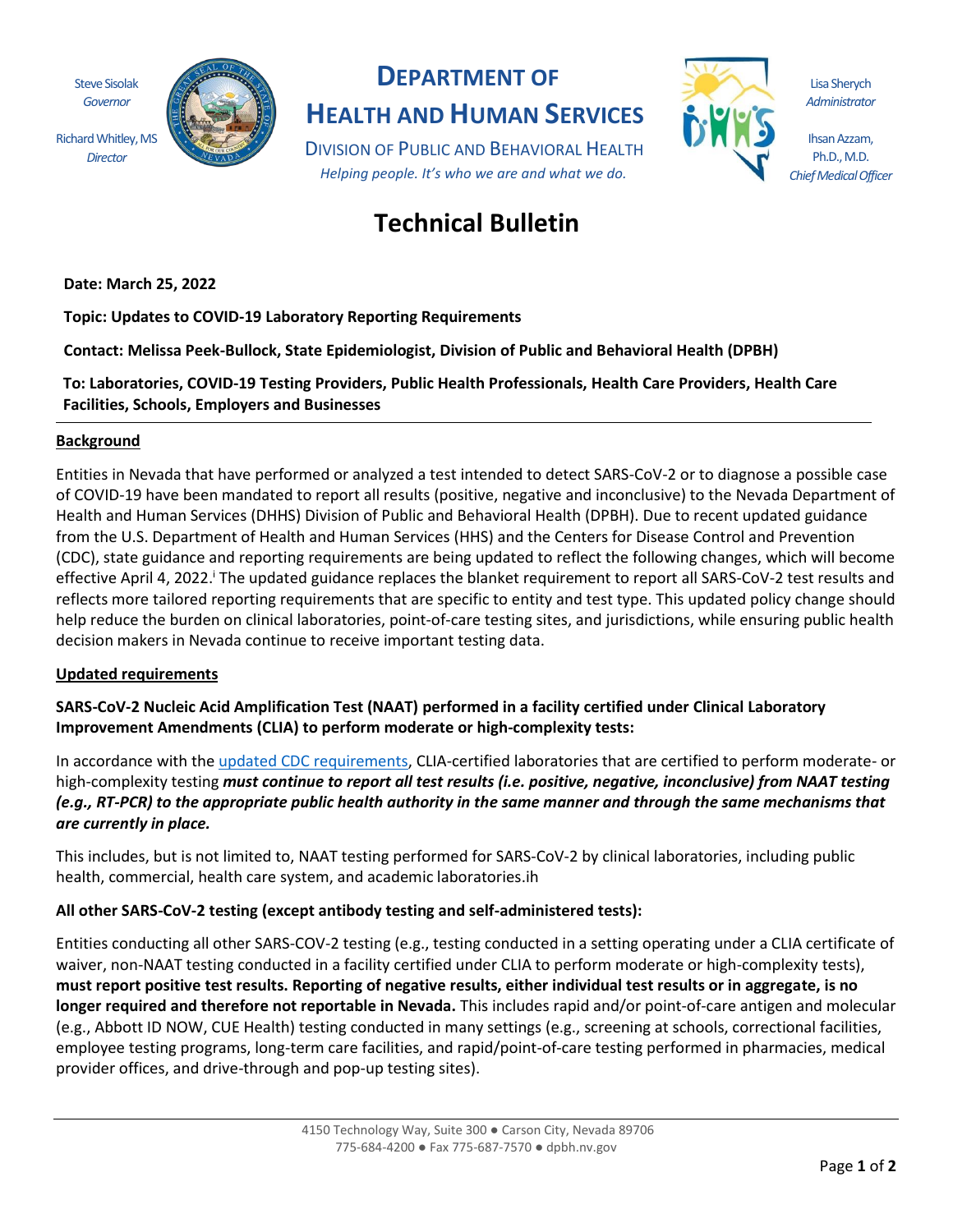Steve Sisolak
*Governor*

Richard Whitley, MS
*Director*

# DEPARTMENT OF HEALTH AND HUMAN SERVICES

DIVISION OF PUBLIC AND BEHAVIORAL HEALTH

*Helping people. It's who we are and what we do.*

Lisa Sherych
*Administrator*

Ihsan Azzam, Ph.D., M.D.
*Chief Medical Officer*

# Technical Bulletin

**Date: March 25, 2022**

**Topic: Updates to COVID-19 Laboratory Reporting Requirements**

**Contact: Melissa Peek-Bullock, State Epidemiologist, Division of Public and Behavioral Health (DPBH)**

**To: Laboratories, COVID-19 Testing Providers, Public Health Professionals, Health Care Providers, Health Care Facilities, Schools, Employers and Businesses**

---

## Background

Entities in Nevada that have performed or analyzed a test intended to detect SARS-CoV-2 or to diagnose a possible case of COVID-19 have been mandated to report all results (positive, negative and inconclusive) to the Nevada Department of Health and Human Services (DHHS) Division of Public and Behavioral Health (DPBH). Due to recent updated guidance from the U.S. Department of Health and Human Services (HHS) and the Centers for Disease Control and Prevention (CDC), state guidance and reporting requirements are being updated to reflect the following changes, which will become effective April 4, 2022.[i] The updated guidance replaces the blanket requirement to report all SARS-CoV-2 test results and reflects more tailored reporting requirements that are specific to entity and test type. This updated policy change should help reduce the burden on clinical laboratories, point-of-care testing sites, and jurisdictions, while ensuring public health decision makers in Nevada continue to receive important testing data.

## Updated requirements

**SARS-CoV-2 Nucleic Acid Amplification Test (NAAT) performed in a facility certified under Clinical Laboratory Improvement Amendments (CLIA) to perform moderate or high-complexity tests:**

In accordance with the [updated CDC requirements](), CLIA-certified laboratories that are certified to perform moderate- or high-complexity testing ***must continue to report all test results (i.e. positive, negative, inconclusive) from NAAT testing (e.g., RT-PCR) to the appropriate public health authority in the same manner and through the same mechanisms that are currently in place.***

This includes, but is not limited to, NAAT testing performed for SARS-CoV-2 by clinical laboratories, including public health, commercial, health care system, and academic laboratories.ih

**All other SARS-CoV-2 testing (except antibody testing and self-administered tests):**

Entities conducting all other SARS-COV-2 testing (e.g., testing conducted in a setting operating under a CLIA certificate of waiver, non-NAAT testing conducted in a facility certified under CLIA to perform moderate or high-complexity tests), **must report positive test results. Reporting of negative results, either individual test results or in aggregate, is no longer required and therefore not reportable in Nevada.** This includes rapid and/or point-of-care antigen and molecular (e.g., Abbott ID NOW, CUE Health) testing conducted in many settings (e.g., screening at schools, correctional facilities, employee testing programs, long-term care facilities, and rapid/point-of-care testing performed in pharmacies, medical provider offices, and drive-through and pop-up testing sites).

---

4150 Technology Way, Suite 300 ● Carson City, Nevada 89706
775-684-4200 ● Fax 775-687-7570 ● dpbh.nv.gov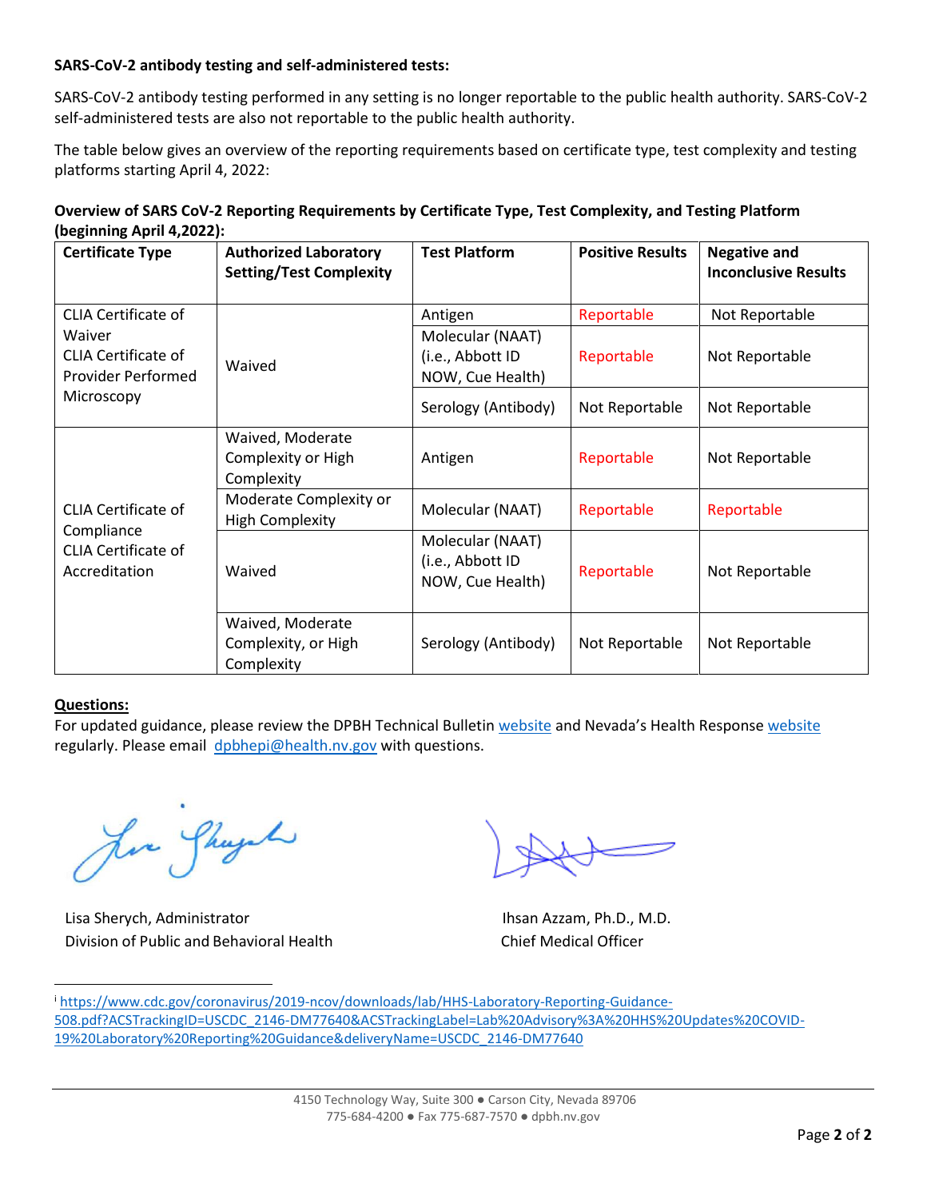**SARS-CoV-2 antibody testing and self-administered tests:**

SARS-CoV-2 antibody testing performed in any setting is no longer reportable to the public health authority. SARS-CoV-2 self-administered tests are also not reportable to the public health authority.

The table below gives an overview of the reporting requirements based on certificate type, test complexity and testing platforms starting April 4, 2022:

**Overview of SARS CoV-2 Reporting Requirements by Certificate Type, Test Complexity, and Testing Platform (beginning April 4,2022):**

| Certificate Type | Authorized Laboratory Setting/Test Complexity | Test Platform | Positive Results | Negative and Inconclusive Results |
|---|---|---|---|---|
| CLIA Certificate of Waiver<br>CLIA Certificate of Provider Performed Microscopy | Waived | Antigen | Reportable | Not Reportable |
| | | Molecular (NAAT) (i.e., Abbott ID NOW, Cue Health) | Reportable | Not Reportable |
| | | Serology (Antibody) | Not Reportable | Not Reportable |
| CLIA Certificate of Compliance<br>CLIA Certificate of Accreditation | Waived, Moderate Complexity or High Complexity | Antigen | Reportable | Not Reportable |
| | Moderate Complexity or High Complexity | Molecular (NAAT) | Reportable | Reportable |
| | Waived | Molecular (NAAT) (i.e., Abbott ID NOW, Cue Health) | Reportable | Not Reportable |
| | Waived, Moderate Complexity, or High Complexity | Serology (Antibody) | Not Reportable | Not Reportable |

**Questions:**

For updated guidance, please review the DPBH Technical Bulletin website and Nevada's Health Response website regularly. Please email dpbhepi@health.nv.gov with questions.

Lisa Sherych, Administrator
Division of Public and Behavioral Health

Ihsan Azzam, Ph.D., M.D.
Chief Medical Officer

[i] https://www.cdc.gov/coronavirus/2019-ncov/downloads/lab/HHS-Laboratory-Reporting-Guidance-508.pdf?ACSTrackingID=USCDC_2146-DM77640&ACSTrackingLabel=Lab%20Advisory%3A%20HHS%20Updates%20COVID-19%20Laboratory%20Reporting%20Guidance&deliveryName=USCDC_2146-DM77640

4150 Technology Way, Suite 300 ● Carson City, Nevada 89706
775-684-4200 ● Fax 775-687-7570 ● dpbh.nv.gov